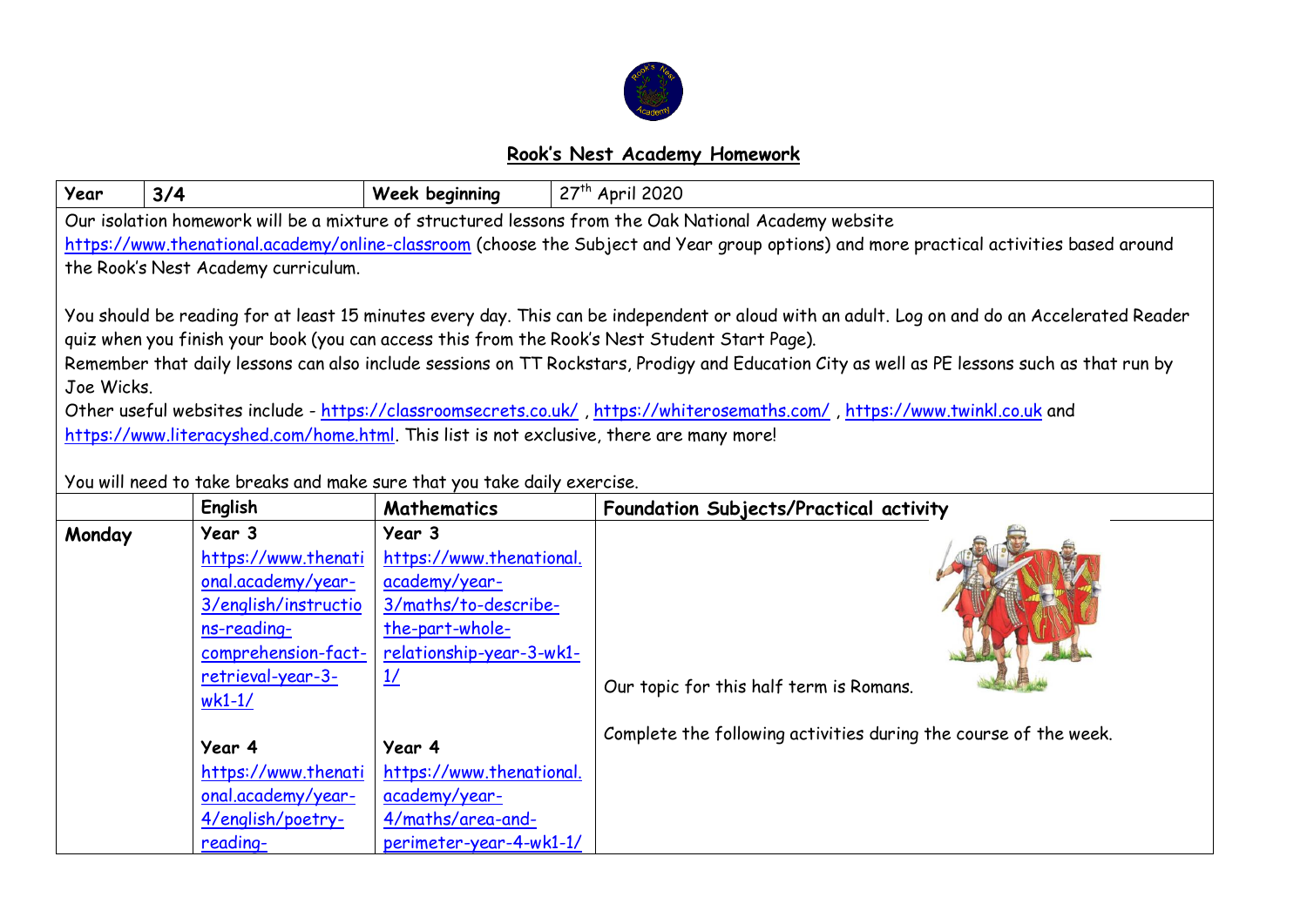## Rook's Nest Academy Homework

| Year | 3/4 | Week beginning | 27th April 2020 |
|---|---|---|---|

Our isolation homework will be a mixture of structured lessons from the Oak National Academy website https://www.thenational.academy/online-classroom (choose the Subject and Year group options) and more practical activities based around the Rook's Nest Academy curriculum.

You should be reading for at least 15 minutes every day. This can be independent or aloud with an adult. Log on and do an Accelerated Reader quiz when you finish your book (you can access this from the Rook's Nest Student Start Page).

Remember that daily lessons can also include sessions on TT Rockstars, Prodigy and Education City as well as PE lessons such as that run by Joe Wicks.

Other useful websites include - https://classroomsecrets.co.uk/ , https://whiterosemaths.com/ , https://www.twinkl.co.uk and https://www.literacyshed.com/home.html. This list is not exclusive, there are many more!

You will need to take breaks and make sure that you take daily exercise.

| | English | Mathematics | Foundation Subjects/Practical activity |
|---|---|---|---|
| **Monday** | **Year 3**<br>https://www.thenational.academy/year-3/english/instructions-reading-comprehension-fact-retrieval-year-3-wk1-1/<br><br>**Year 4**<br>https://www.thenational.academy/year-4/english/poetry-reading- | **Year 3**<br>https://www.thenational.academy/year-3/maths/to-describe-the-part-whole-relationship-year-3-wk1-1/<br><br>**Year 4**<br>https://www.thenational.academy/year-4/maths/area-and-perimeter-year-4-wk1-1/ | Our topic for this half term is Romans.<br><br>Complete the following activities during the course of the week. |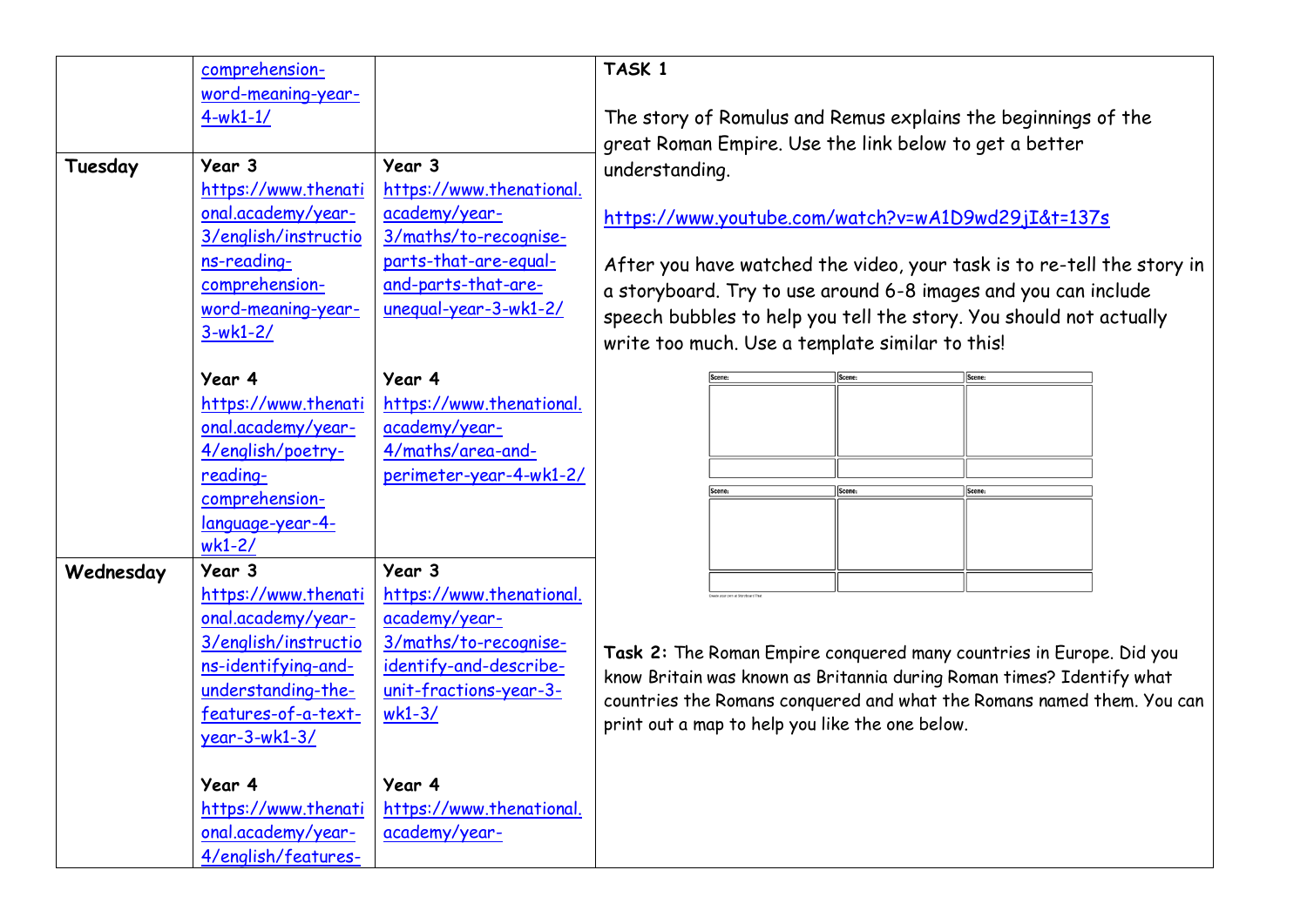| | | | |
|---|---|---|---|
| | comprehension-word-meaning-year-4-wk1-1/ | | **TASK 1**<br><br>The story of Romulus and Remus explains the beginnings of the great Roman Empire. Use the link below to get a better understanding.<br><br>https://www.youtube.com/watch?v=wA1D9wd29jI&t=137s<br><br>After you have watched the video, your task is to re-tell the story in a storyboard. Try to use around 6-8 images and you can include speech bubbles to help you tell the story. You should not actually write too much. Use a template similar to this!<br><br>Scene: / Scene: / Scene:<br>Scene: / Scene: / Scene:<br><br>**Task 2:** The Roman Empire conquered many countries in Europe. Did you know Britain was known as Britannia during Roman times? Identify what countries the Romans conquered and what the Romans named them. You can print out a map to help you like the one below. |
| **Tuesday** | **Year 3**<br>https://www.thenational.academy/year-3/english/instructions-reading-comprehension-word-meaning-year-3-wk1-2/<br><br>**Year 4**<br>https://www.thenational.academy/year-4/english/poetry-reading-comprehension-language-year-4-wk1-2/ | **Year 3**<br>https://www.thenational.academy/year-3/maths/to-recognise-parts-that-are-equal-and-parts-that-are-unequal-year-3-wk1-2/<br><br>**Year 4**<br>https://www.thenational.academy/year-4/maths/area-and-perimeter-year-4-wk1-2/ | |
| **Wednesday** | **Year 3**<br>https://www.thenational.academy/year-3/english/instructions-identifying-and-understanding-the-features-of-a-text-year-3-wk1-3/<br><br>**Year 4**<br>https://www.thenational.academy/year-4/english/features- | **Year 3**<br>https://www.thenational.academy/year-3/maths/to-recognise-identify-and-describe-unit-fractions-year-3-wk1-3/<br><br>**Year 4**<br>https://www.thenational.academy/year- | |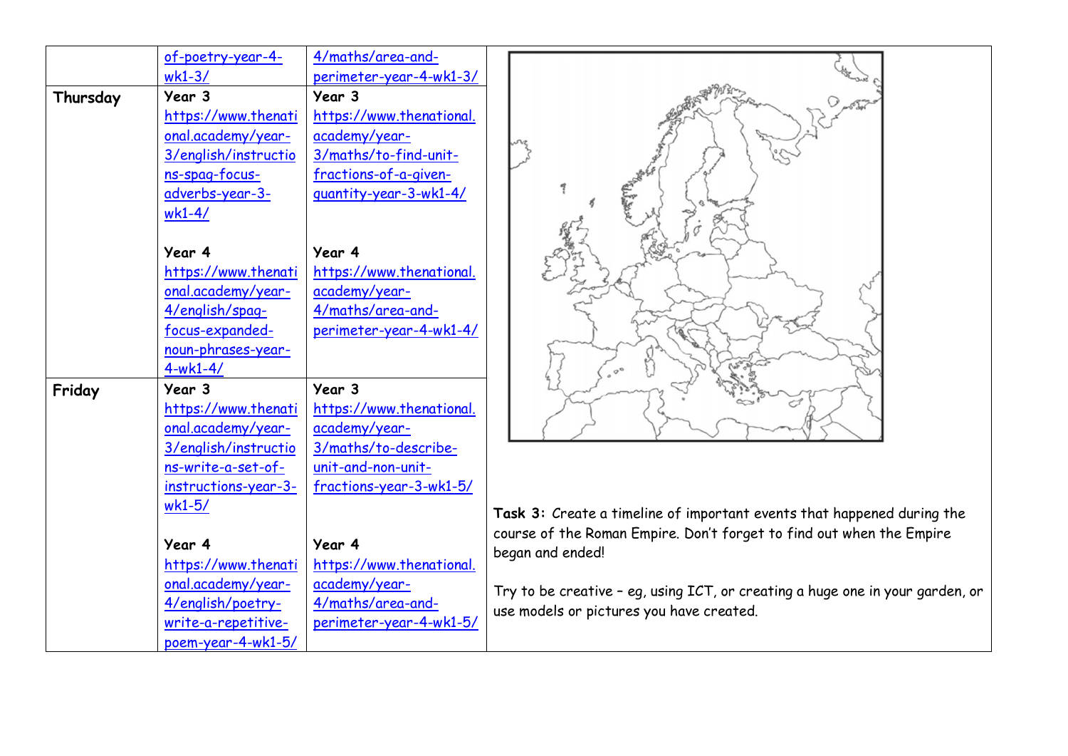| | | | |
|---|---|---|---|
| | of-poetry-year-4-wk1-3/ | 4/maths/area-and-perimeter-year-4-wk1-3/ | |
| **Thursday** | **Year 3** https://www.thenational.academy/year-3/english/instructions-spag-focus-adverbs-year-3-wk1-4/ <br><br> **Year 4** https://www.thenational.academy/year-4/english/spag-focus-expanded-noun-phrases-year-4-wk1-4/ | **Year 3** https://www.thenational.academy/year-3/maths/to-find-unit-fractions-of-a-given-quantity-year-3-wk1-4/ <br><br> **Year 4** https://www.thenational.academy/year-4/maths/area-and-perimeter-year-4-wk1-4/ | |
| **Friday** | **Year 3** https://www.thenational.academy/year-3/english/instructions-write-a-set-of-instructions-year-3-wk1-5/ <br><br> **Year 4** https://www.thenational.academy/year-4/english/poetry-write-a-repetitive-poem-year-4-wk1-5/ | **Year 3** https://www.thenational.academy/year-3/maths/to-describe-unit-and-non-unit-fractions-year-3-wk1-5/ <br><br> **Year 4** https://www.thenational.academy/year-4/maths/area-and-perimeter-year-4-wk1-5/ | **Task 3:** Create a timeline of important events that happened during the course of the Roman Empire. Don't forget to find out when the Empire began and ended! <br><br> Try to be creative – eg, using ICT, or creating a huge one in your garden, or use models or pictures you have created. |